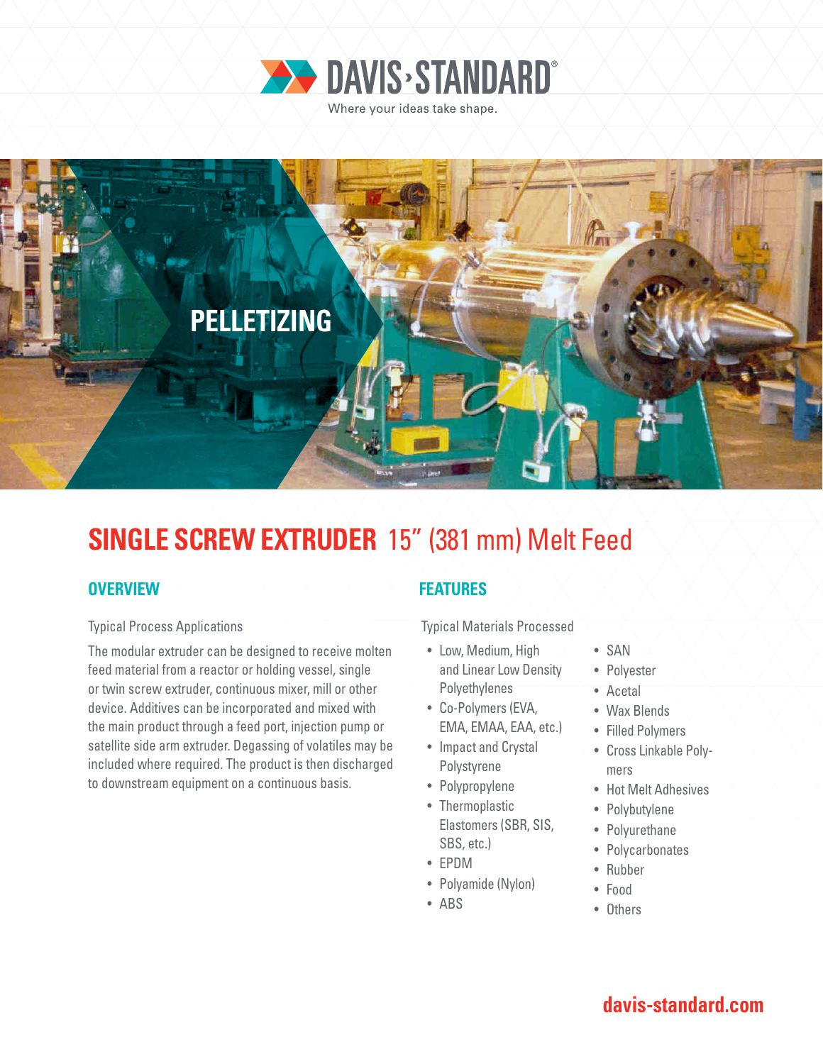DAVIS·STANDARD®

Where your ideas take shape.

PELLETIZING

# SINGLE SCREW EXTRUDER 15” (381 mm) Melt Feed

## OVERVIEW

Typical Process Applications

The modular extruder can be designed to receive molten feed material from a reactor or holding vessel, single or twin screw extruder, continuous mixer, mill or other device. Additives can be incorporated and mixed with the main product through a feed port, injection pump or satellite side arm extruder. Degassing of volatiles may be included where required. The product is then discharged to downstream equipment on a continuous basis.

## FEATURES

Typical Materials Processed

- Low, Medium, High and Linear Low Density Polyethylenes
- Co-Polymers (EVA, EMA, EMAA, EAA, etc.)
- Impact and Crystal Polystyrene
- Polypropylene
- Thermoplastic Elastomers (SBR, SIS, SBS, etc.)
- EPDM
- Polyamide (Nylon)
- ABS
- SAN
- Polyester
- Acetal
- Wax Blends
- Filled Polymers
- Cross Linkable Polymers
- Hot Melt Adhesives
- Polybutylene
- Polyurethane
- Polycarbonates
- Rubber
- Food
- Others

davis-standard.com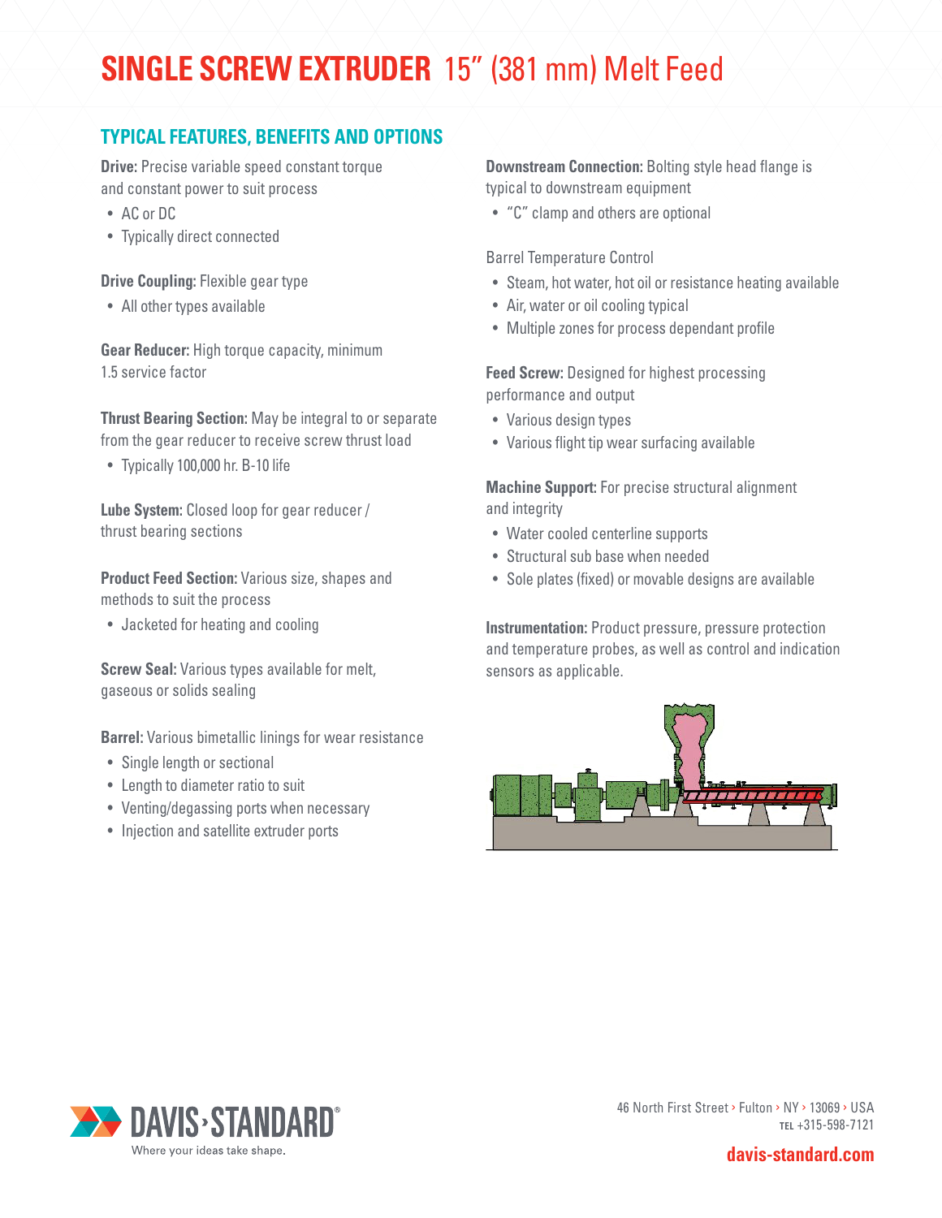# SINGLE SCREW EXTRUDER 15" (381 mm) Melt Feed

## TYPICAL FEATURES, BENEFITS AND OPTIONS

**Drive:** Precise variable speed constant torque and constant power to suit process

- AC or DC
- Typically direct connected

**Drive Coupling:** Flexible gear type

- All other types available

**Gear Reducer:** High torque capacity, minimum 1.5 service factor

**Thrust Bearing Section:** May be integral to or separate from the gear reducer to receive screw thrust load

- Typically 100,000 hr. B-10 life

**Lube System:** Closed loop for gear reducer / thrust bearing sections

**Product Feed Section:** Various size, shapes and methods to suit the process

- Jacketed for heating and cooling

**Screw Seal:** Various types available for melt, gaseous or solids sealing

**Barrel:** Various bimetallic linings for wear resistance

- Single length or sectional
- Length to diameter ratio to suit
- Venting/degassing ports when necessary
- Injection and satellite extruder ports

**Downstream Connection:** Bolting style head flange is typical to downstream equipment

- "C" clamp and others are optional

Barrel Temperature Control

- Steam, hot water, hot oil or resistance heating available
- Air, water or oil cooling typical
- Multiple zones for process dependant profile

**Feed Screw:** Designed for highest processing performance and output

- Various design types
- Various flight tip wear surfacing available

**Machine Support:** For precise structural alignment and integrity

- Water cooled centerline supports
- Structural sub base when needed
- Sole plates (fixed) or movable designs are available

**Instrumentation:** Product pressure, pressure protection and temperature probes, as well as control and indication sensors as applicable.

DAVIS-STANDARD®
Where your ideas take shape.

46 North First Street › Fulton › NY › 13069 › USA
TEL +315-598-7121

davis-standard.com